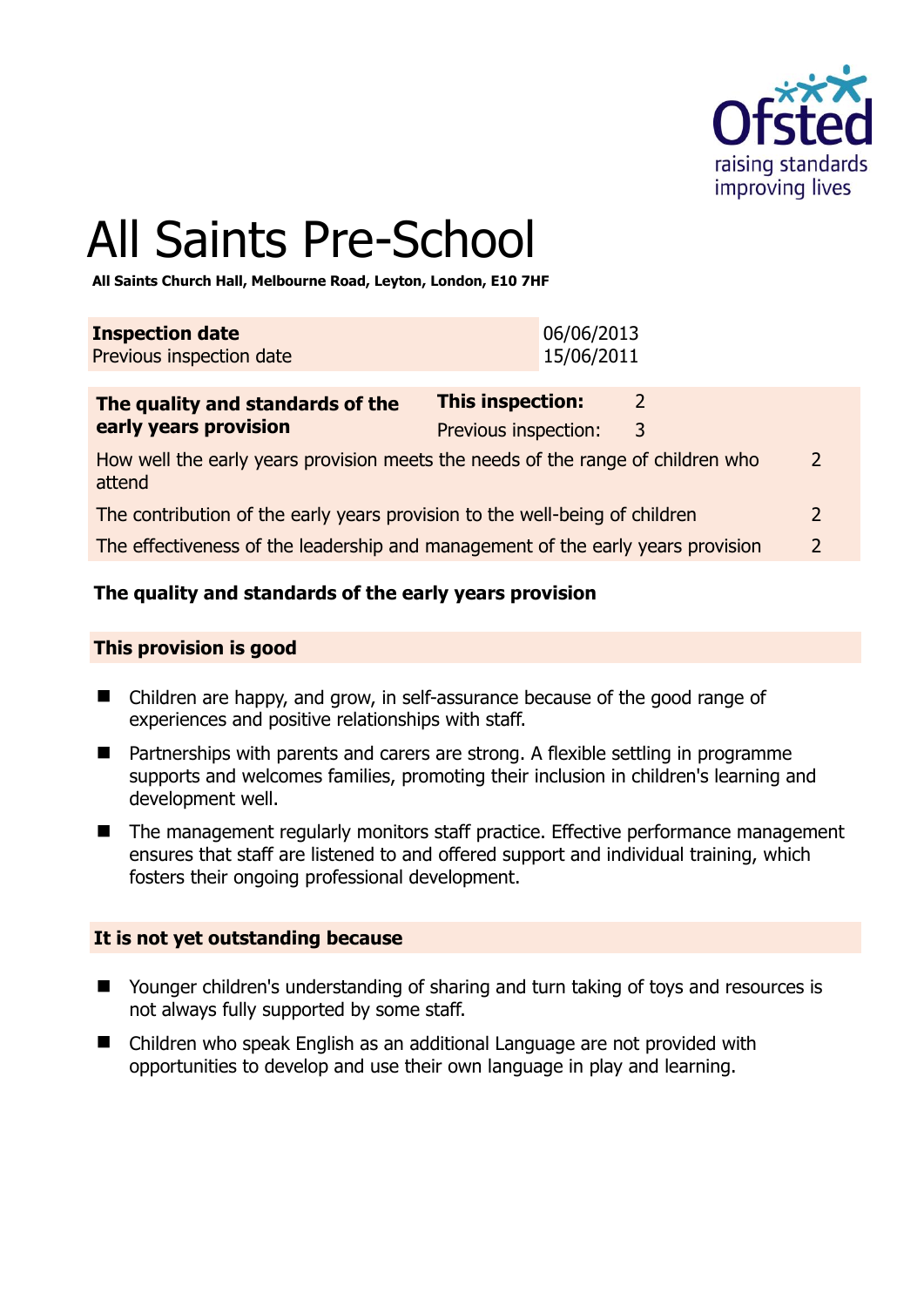# All Saints Pre-School

**All Saints Church Hall, Melbourne Road, Leyton, London, E10 7HF**

| **Inspection date** | 06/06/2013 |
|---|---|
| Previous inspection date | 15/06/2011 |

| **The quality and standards of the early years provision** | **This inspection:** 2 |
|---|---|
| | Previous inspection: 3 |
| How well the early years provision meets the needs of the range of children who attend | 2 |
| The contribution of the early years provision to the well-being of children | 2 |
| The effectiveness of the leadership and management of the early years provision | 2 |

## The quality and standards of the early years provision

### This provision is good

- Children are happy, and grow, in self-assurance because of the good range of experiences and positive relationships with staff.
- Partnerships with parents and carers are strong. A flexible settling in programme supports and welcomes families, promoting their inclusion in children's learning and development well.
- The management regularly monitors staff practice. Effective performance management ensures that staff are listened to and offered support and individual training, which fosters their ongoing professional development.

### It is not yet outstanding because

- Younger children's understanding of sharing and turn taking of toys and resources is not always fully supported by some staff.
- Children who speak English as an additional Language are not provided with opportunities to develop and use their own language in play and learning.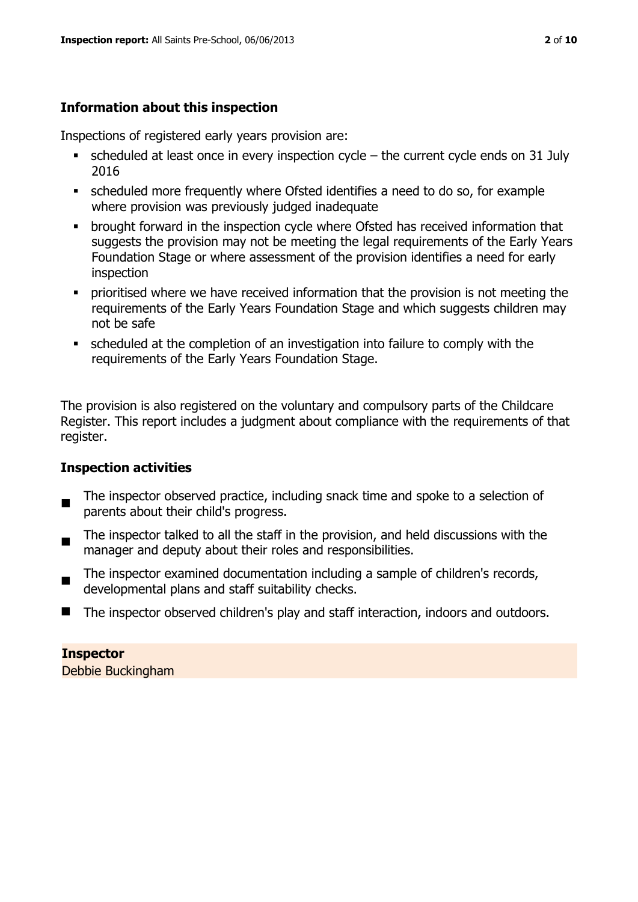## Information about this inspection

Inspections of registered early years provision are:

- scheduled at least once in every inspection cycle – the current cycle ends on 31 July 2016
- scheduled more frequently where Ofsted identifies a need to do so, for example where provision was previously judged inadequate
- brought forward in the inspection cycle where Ofsted has received information that suggests the provision may not be meeting the legal requirements of the Early Years Foundation Stage or where assessment of the provision identifies a need for early inspection
- prioritised where we have received information that the provision is not meeting the requirements of the Early Years Foundation Stage and which suggests children may not be safe
- scheduled at the completion of an investigation into failure to comply with the requirements of the Early Years Foundation Stage.

The provision is also registered on the voluntary and compulsory parts of the Childcare Register. This report includes a judgment about compliance with the requirements of that register.

## Inspection activities

- The inspector observed practice, including snack time and spoke to a selection of parents about their child's progress.
- The inspector talked to all the staff in the provision, and held discussions with the manager and deputy about their roles and responsibilities.
- The inspector examined documentation including a sample of children's records, developmental plans and staff suitability checks.
- The inspector observed children's play and staff interaction, indoors and outdoors.

**Inspector**
Debbie Buckingham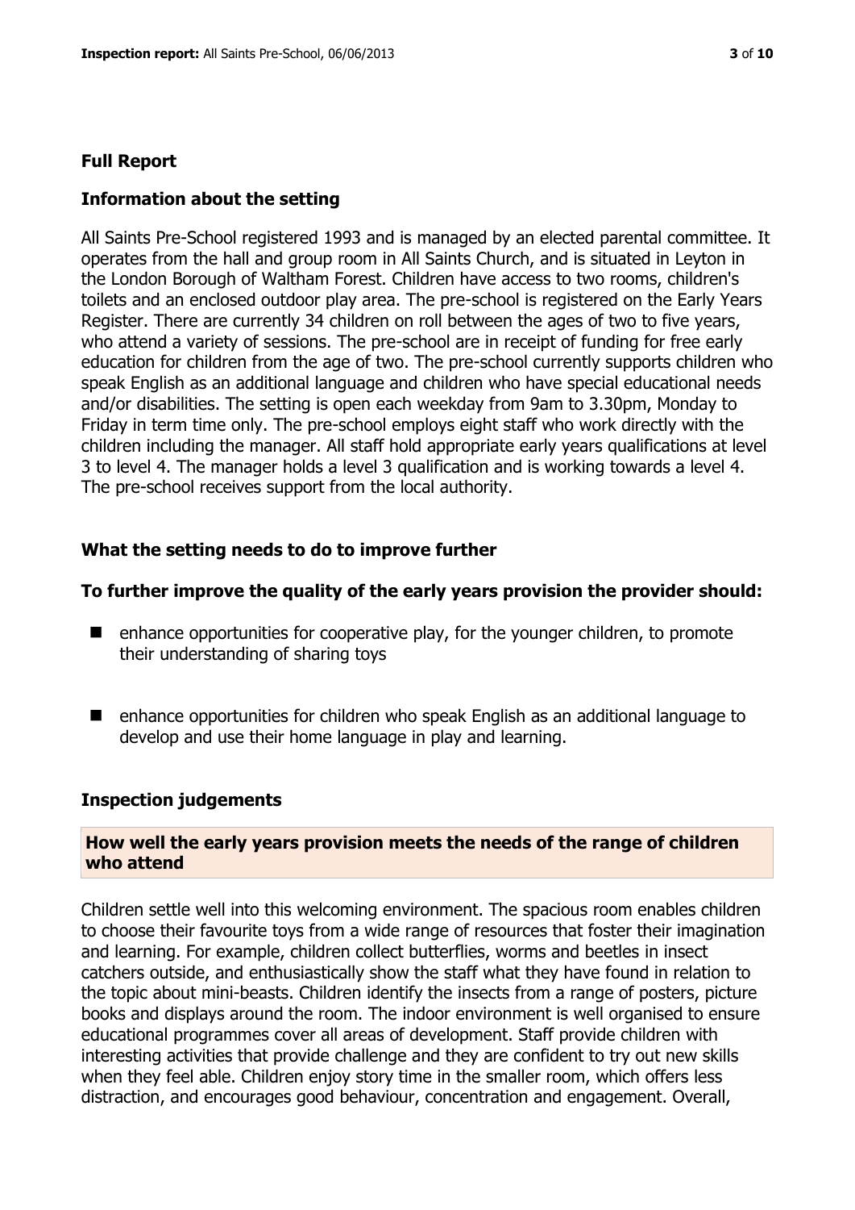## Full Report

### Information about the setting

All Saints Pre-School registered 1993 and is managed by an elected parental committee. It operates from the hall and group room in All Saints Church, and is situated in Leyton in the London Borough of Waltham Forest. Children have access to two rooms, children's toilets and an enclosed outdoor play area. The pre-school is registered on the Early Years Register. There are currently 34 children on roll between the ages of two to five years, who attend a variety of sessions. The pre-school are in receipt of funding for free early education for children from the age of two. The pre-school currently supports children who speak English as an additional language and children who have special educational needs and/or disabilities. The setting is open each weekday from 9am to 3.30pm, Monday to Friday in term time only. The pre-school employs eight staff who work directly with the children including the manager. All staff hold appropriate early years qualifications at level 3 to level 4. The manager holds a level 3 qualification and is working towards a level 4. The pre-school receives support from the local authority.

### What the setting needs to do to improve further

### To further improve the quality of the early years provision the provider should:

- enhance opportunities for cooperative play, for the younger children, to promote their understanding of sharing toys
- enhance opportunities for children who speak English as an additional language to develop and use their home language in play and learning.

### Inspection judgements

#### How well the early years provision meets the needs of the range of children who attend

Children settle well into this welcoming environment. The spacious room enables children to choose their favourite toys from a wide range of resources that foster their imagination and learning. For example, children collect butterflies, worms and beetles in insect catchers outside, and enthusiastically show the staff what they have found in relation to the topic about mini-beasts. Children identify the insects from a range of posters, picture books and displays around the room. The indoor environment is well organised to ensure educational programmes cover all areas of development. Staff provide children with interesting activities that provide challenge and they are confident to try out new skills when they feel able. Children enjoy story time in the smaller room, which offers less distraction, and encourages good behaviour, concentration and engagement. Overall,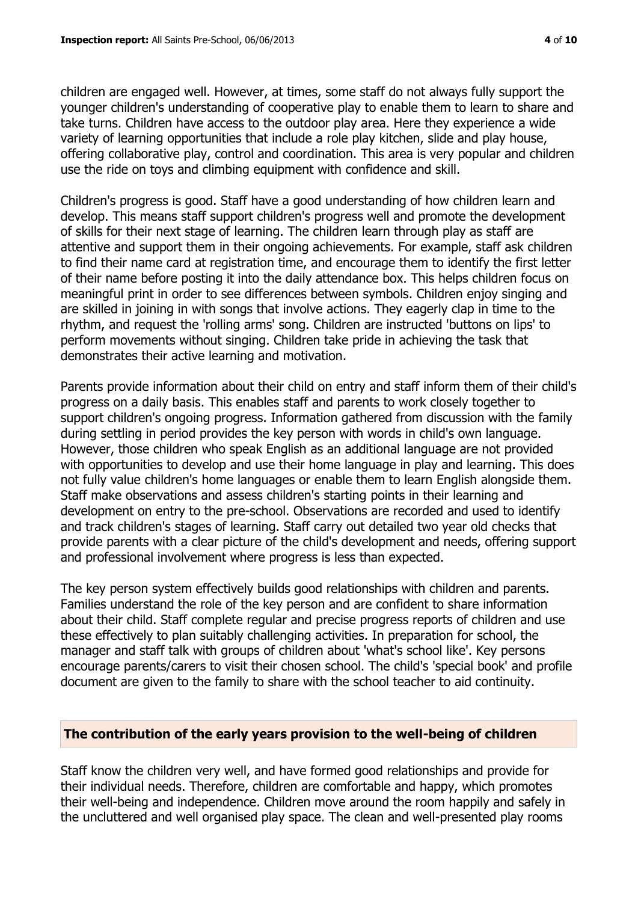children are engaged well. However, at times, some staff do not always fully support the younger children's understanding of cooperative play to enable them to learn to share and take turns. Children have access to the outdoor play area. Here they experience a wide variety of learning opportunities that include a role play kitchen, slide and play house, offering collaborative play, control and coordination. This area is very popular and children use the ride on toys and climbing equipment with confidence and skill.

Children's progress is good. Staff have a good understanding of how children learn and develop. This means staff support children's progress well and promote the development of skills for their next stage of learning. The children learn through play as staff are attentive and support them in their ongoing achievements. For example, staff ask children to find their name card at registration time, and encourage them to identify the first letter of their name before posting it into the daily attendance box. This helps children focus on meaningful print in order to see differences between symbols. Children enjoy singing and are skilled in joining in with songs that involve actions. They eagerly clap in time to the rhythm, and request the 'rolling arms' song. Children are instructed 'buttons on lips' to perform movements without singing. Children take pride in achieving the task that demonstrates their active learning and motivation.

Parents provide information about their child on entry and staff inform them of their child's progress on a daily basis. This enables staff and parents to work closely together to support children's ongoing progress. Information gathered from discussion with the family during settling in period provides the key person with words in child's own language. However, those children who speak English as an additional language are not provided with opportunities to develop and use their home language in play and learning. This does not fully value children's home languages or enable them to learn English alongside them. Staff make observations and assess children's starting points in their learning and development on entry to the pre-school. Observations are recorded and used to identify and track children's stages of learning. Staff carry out detailed two year old checks that provide parents with a clear picture of the child's development and needs, offering support and professional involvement where progress is less than expected.

The key person system effectively builds good relationships with children and parents. Families understand the role of the key person and are confident to share information about their child. Staff complete regular and precise progress reports of children and use these effectively to plan suitably challenging activities. In preparation for school, the manager and staff talk with groups of children about 'what's school like'. Key persons encourage parents/carers to visit their chosen school. The child's 'special book' and profile document are given to the family to share with the school teacher to aid continuity.

## The contribution of the early years provision to the well-being of children

Staff know the children very well, and have formed good relationships and provide for their individual needs. Therefore, children are comfortable and happy, which promotes their well-being and independence. Children move around the room happily and safely in the uncluttered and well organised play space. The clean and well-presented play rooms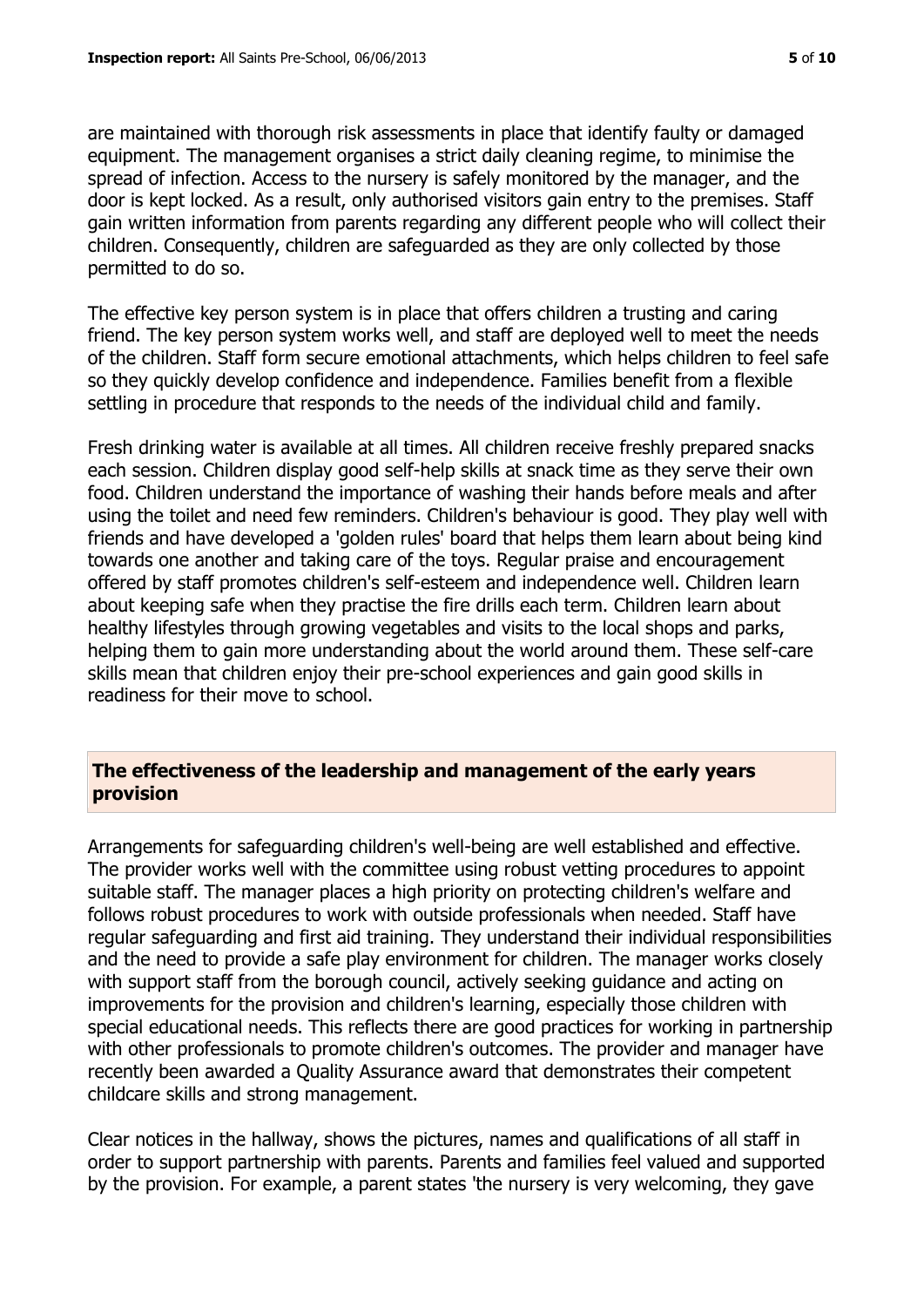are maintained with thorough risk assessments in place that identify faulty or damaged equipment. The management organises a strict daily cleaning regime, to minimise the spread of infection. Access to the nursery is safely monitored by the manager, and the door is kept locked. As a result, only authorised visitors gain entry to the premises. Staff gain written information from parents regarding any different people who will collect their children. Consequently, children are safeguarded as they are only collected by those permitted to do so.

The effective key person system is in place that offers children a trusting and caring friend. The key person system works well, and staff are deployed well to meet the needs of the children. Staff form secure emotional attachments, which helps children to feel safe so they quickly develop confidence and independence. Families benefit from a flexible settling in procedure that responds to the needs of the individual child and family.

Fresh drinking water is available at all times. All children receive freshly prepared snacks each session. Children display good self-help skills at snack time as they serve their own food. Children understand the importance of washing their hands before meals and after using the toilet and need few reminders. Children's behaviour is good. They play well with friends and have developed a 'golden rules' board that helps them learn about being kind towards one another and taking care of the toys. Regular praise and encouragement offered by staff promotes children's self-esteem and independence well. Children learn about keeping safe when they practise the fire drills each term. Children learn about healthy lifestyles through growing vegetables and visits to the local shops and parks, helping them to gain more understanding about the world around them. These self-care skills mean that children enjoy their pre-school experiences and gain good skills in readiness for their move to school.

## The effectiveness of the leadership and management of the early years provision

Arrangements for safeguarding children's well-being are well established and effective. The provider works well with the committee using robust vetting procedures to appoint suitable staff. The manager places a high priority on protecting children's welfare and follows robust procedures to work with outside professionals when needed. Staff have regular safeguarding and first aid training. They understand their individual responsibilities and the need to provide a safe play environment for children. The manager works closely with support staff from the borough council, actively seeking guidance and acting on improvements for the provision and children's learning, especially those children with special educational needs. This reflects there are good practices for working in partnership with other professionals to promote children's outcomes. The provider and manager have recently been awarded a Quality Assurance award that demonstrates their competent childcare skills and strong management.

Clear notices in the hallway, shows the pictures, names and qualifications of all staff in order to support partnership with parents. Parents and families feel valued and supported by the provision. For example, a parent states 'the nursery is very welcoming, they gave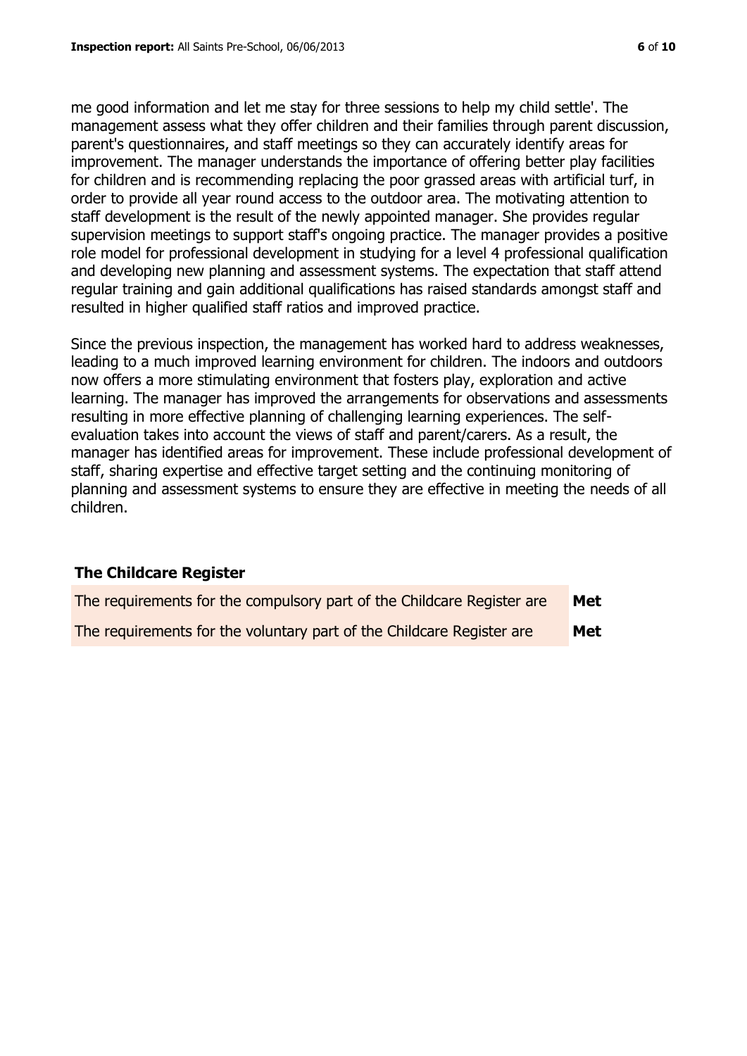me good information and let me stay for three sessions to help my child settle'. The management assess what they offer children and their families through parent discussion, parent's questionnaires, and staff meetings so they can accurately identify areas for improvement. The manager understands the importance of offering better play facilities for children and is recommending replacing the poor grassed areas with artificial turf, in order to provide all year round access to the outdoor area. The motivating attention to staff development is the result of the newly appointed manager. She provides regular supervision meetings to support staff's ongoing practice. The manager provides a positive role model for professional development in studying for a level 4 professional qualification and developing new planning and assessment systems. The expectation that staff attend regular training and gain additional qualifications has raised standards amongst staff and resulted in higher qualified staff ratios and improved practice.

Since the previous inspection, the management has worked hard to address weaknesses, leading to a much improved learning environment for children. The indoors and outdoors now offers a more stimulating environment that fosters play, exploration and active learning. The manager has improved the arrangements for observations and assessments resulting in more effective planning of challenging learning experiences. The self-evaluation takes into account the views of staff and parent/carers. As a result, the manager has identified areas for improvement. These include professional development of staff, sharing expertise and effective target setting and the continuing monitoring of planning and assessment systems to ensure they are effective in meeting the needs of all children.

## The Childcare Register

| | |
|---|---|
| The requirements for the compulsory part of the Childcare Register are | **Met** |
| The requirements for the voluntary part of the Childcare Register are | **Met** |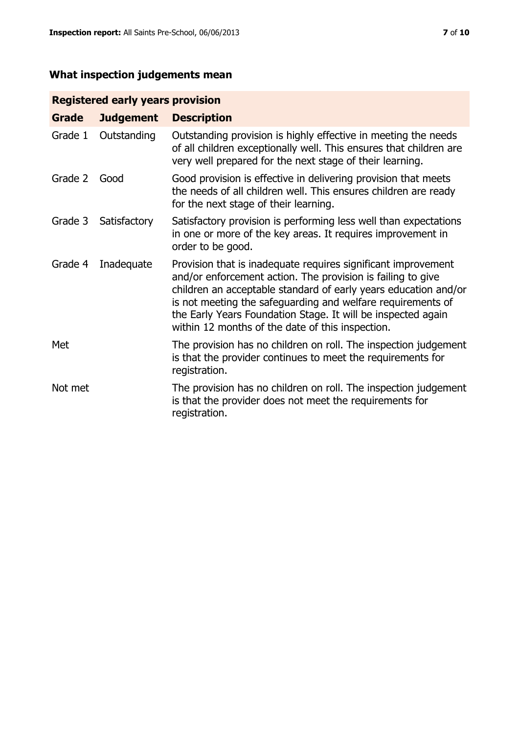## What inspection judgements mean

| Registered early years provision | | |
|---|---|---|
| **Grade** | **Judgement** | **Description** |
| Grade 1 | Outstanding | Outstanding provision is highly effective in meeting the needs of all children exceptionally well. This ensures that children are very well prepared for the next stage of their learning. |
| Grade 2 | Good | Good provision is effective in delivering provision that meets the needs of all children well. This ensures children are ready for the next stage of their learning. |
| Grade 3 | Satisfactory | Satisfactory provision is performing less well than expectations in one or more of the key areas. It requires improvement in order to be good. |
| Grade 4 | Inadequate | Provision that is inadequate requires significant improvement and/or enforcement action. The provision is failing to give children an acceptable standard of early years education and/or is not meeting the safeguarding and welfare requirements of the Early Years Foundation Stage. It will be inspected again within 12 months of the date of this inspection. |
| Met | | The provision has no children on roll. The inspection judgement is that the provider continues to meet the requirements for registration. |
| Not met | | The provision has no children on roll. The inspection judgement is that the provider does not meet the requirements for registration. |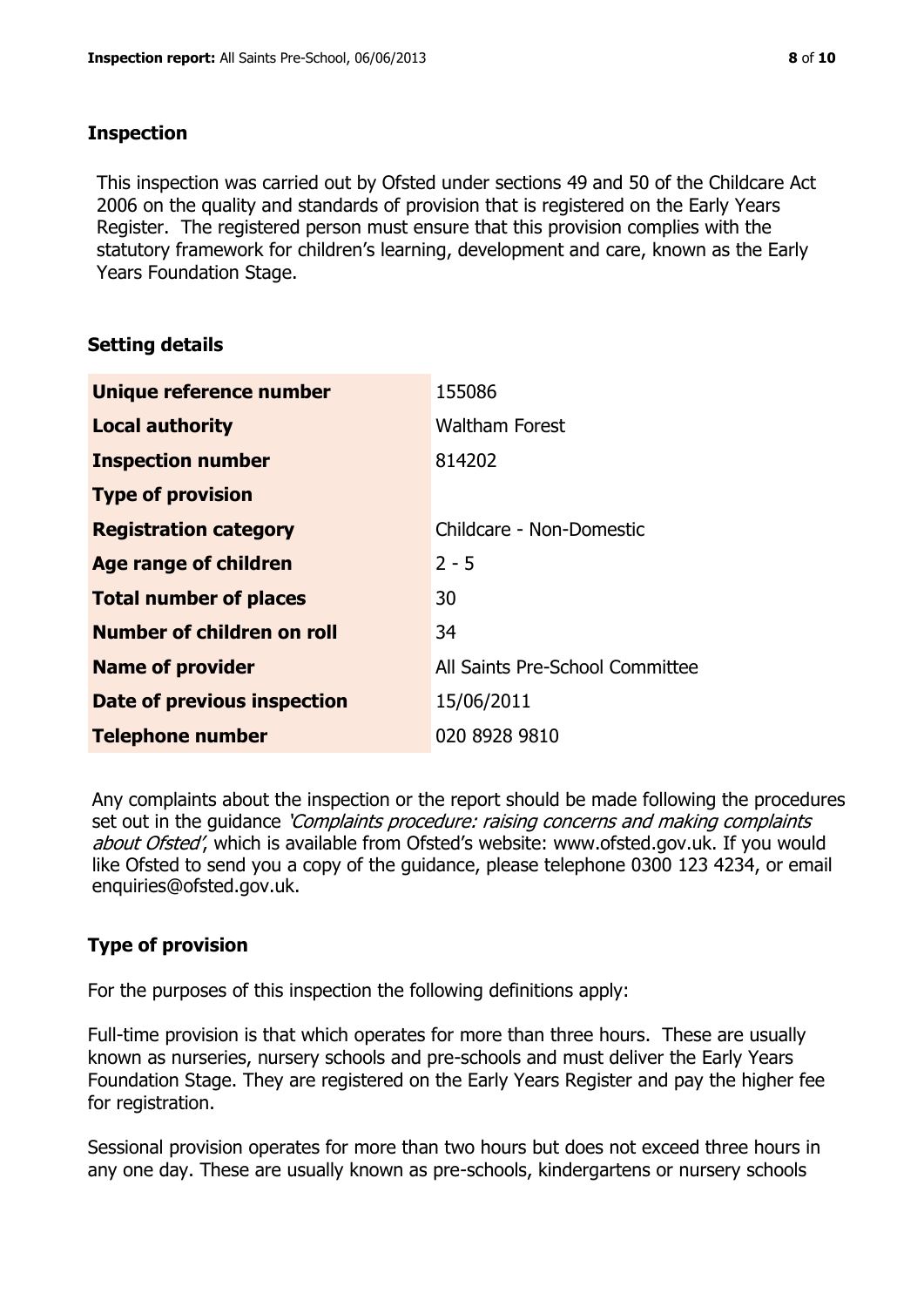## Inspection

This inspection was carried out by Ofsted under sections 49 and 50 of the Childcare Act 2006 on the quality and standards of provision that is registered on the Early Years Register. The registered person must ensure that this provision complies with the statutory framework for children's learning, development and care, known as the Early Years Foundation Stage.

## Setting details

| | |
|---|---|
| **Unique reference number** | 155086 |
| **Local authority** | Waltham Forest |
| **Inspection number** | 814202 |
| **Type of provision** | |
| **Registration category** | Childcare - Non-Domestic |
| **Age range of children** | 2 - 5 |
| **Total number of places** | 30 |
| **Number of children on roll** | 34 |
| **Name of provider** | All Saints Pre-School Committee |
| **Date of previous inspection** | 15/06/2011 |
| **Telephone number** | 020 8928 9810 |

Any complaints about the inspection or the report should be made following the procedures set out in the guidance *'Complaints procedure: raising concerns and making complaints about Ofsted'*, which is available from Ofsted's website: www.ofsted.gov.uk. If you would like Ofsted to send you a copy of the guidance, please telephone 0300 123 4234, or email enquiries@ofsted.gov.uk.

## Type of provision

For the purposes of this inspection the following definitions apply:

Full-time provision is that which operates for more than three hours. These are usually known as nurseries, nursery schools and pre-schools and must deliver the Early Years Foundation Stage. They are registered on the Early Years Register and pay the higher fee for registration.

Sessional provision operates for more than two hours but does not exceed three hours in any one day. These are usually known as pre-schools, kindergartens or nursery schools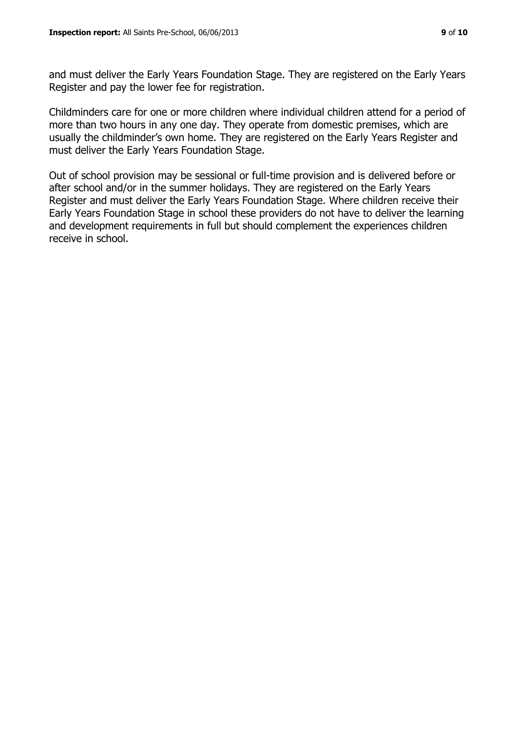and must deliver the Early Years Foundation Stage. They are registered on the Early Years Register and pay the lower fee for registration.

Childminders care for one or more children where individual children attend for a period of more than two hours in any one day. They operate from domestic premises, which are usually the childminder's own home. They are registered on the Early Years Register and must deliver the Early Years Foundation Stage.

Out of school provision may be sessional or full-time provision and is delivered before or after school and/or in the summer holidays. They are registered on the Early Years Register and must deliver the Early Years Foundation Stage. Where children receive their Early Years Foundation Stage in school these providers do not have to deliver the learning and development requirements in full but should complement the experiences children receive in school.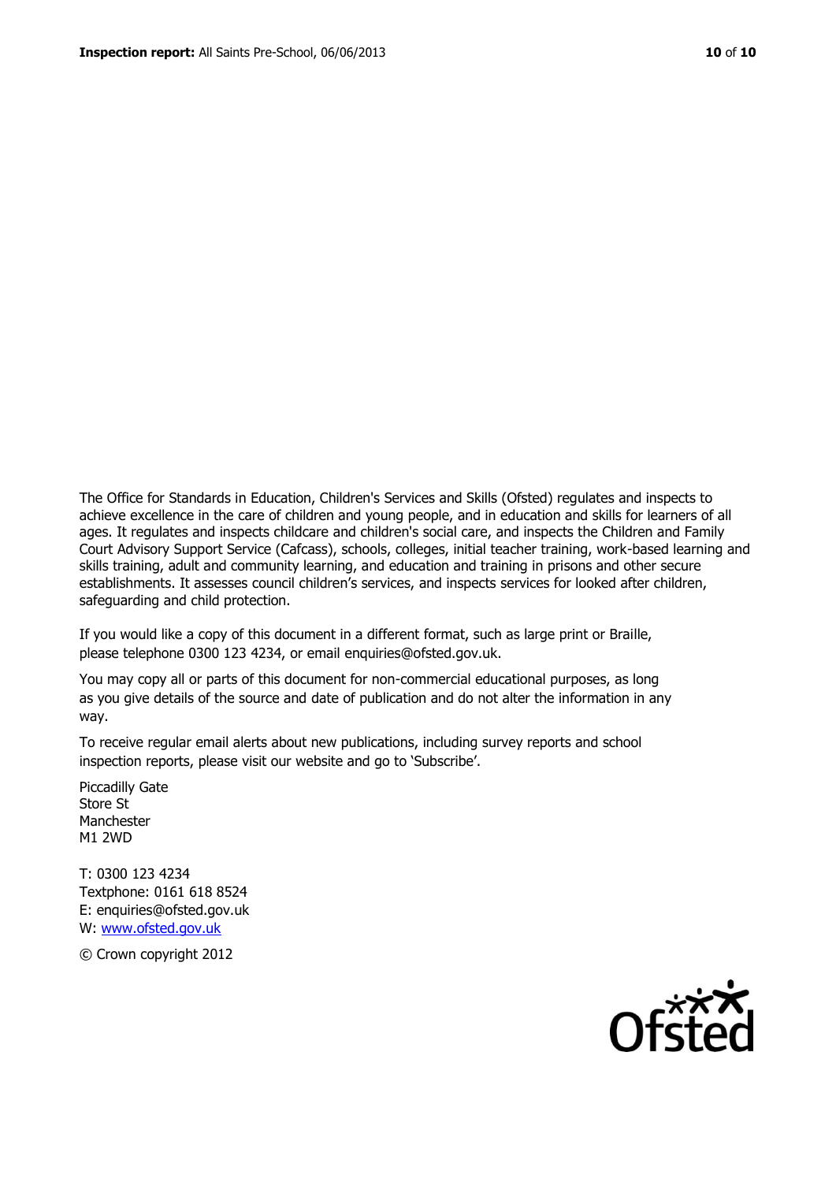The Office for Standards in Education, Children's Services and Skills (Ofsted) regulates and inspects to achieve excellence in the care of children and young people, and in education and skills for learners of all ages. It regulates and inspects childcare and children's social care, and inspects the Children and Family Court Advisory Support Service (Cafcass), schools, colleges, initial teacher training, work-based learning and skills training, adult and community learning, and education and training in prisons and other secure establishments. It assesses council children's services, and inspects services for looked after children, safeguarding and child protection.

If you would like a copy of this document in a different format, such as large print or Braille, please telephone 0300 123 4234, or email enquiries@ofsted.gov.uk.

You may copy all or parts of this document for non-commercial educational purposes, as long as you give details of the source and date of publication and do not alter the information in any way.

To receive regular email alerts about new publications, including survey reports and school inspection reports, please visit our website and go to 'Subscribe'.

Piccadilly Gate
Store St
Manchester
M1 2WD

T: 0300 123 4234
Textphone: 0161 618 8524
E: enquiries@ofsted.gov.uk
W: www.ofsted.gov.uk

© Crown copyright 2012

Ofsted